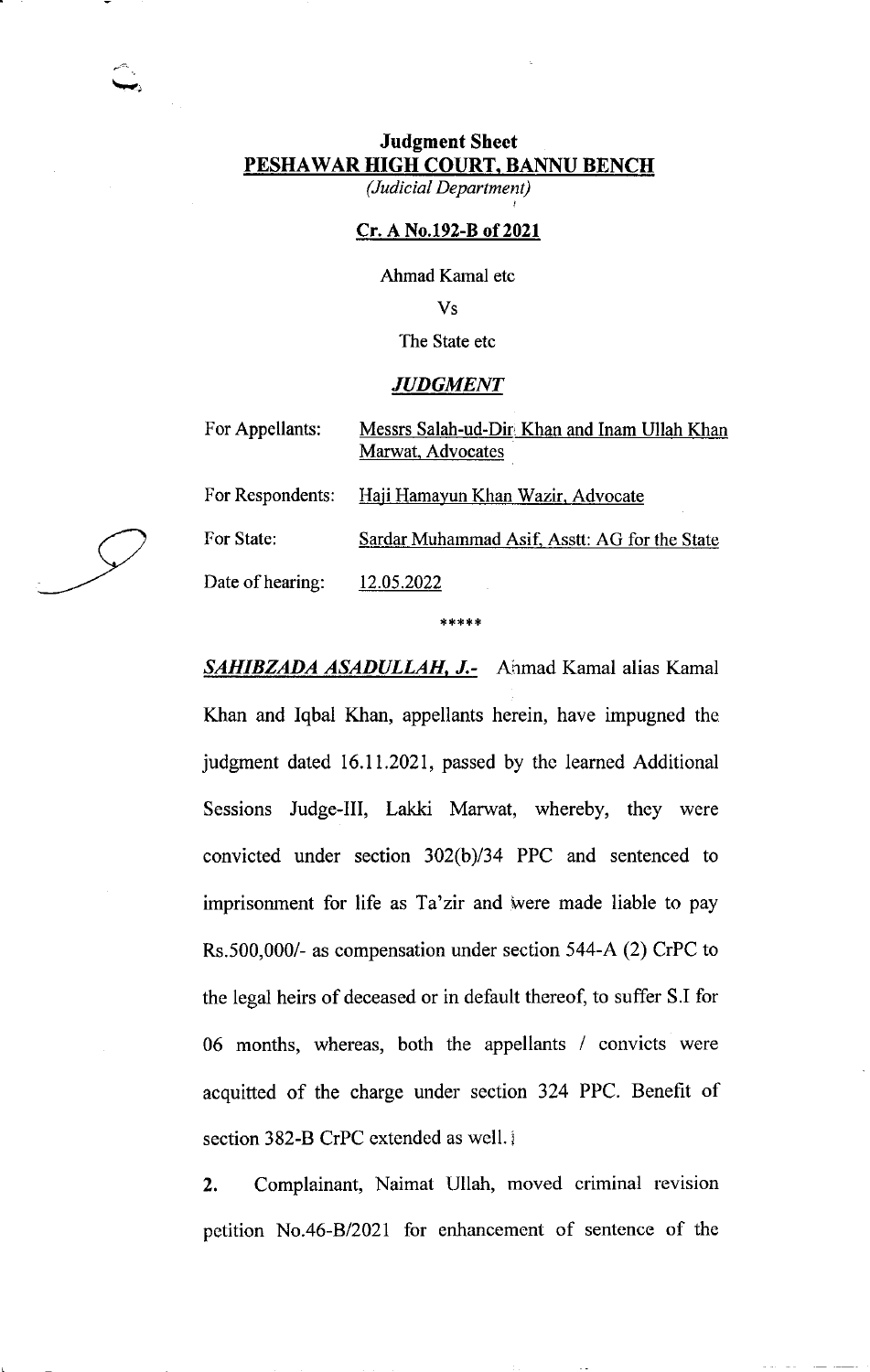**Judgment Sheet**
**PESHAWAR HIGH COURT, BANNU BENCH**
*(Judicial Department)*

**Cr. A No.192-B of 2021**

Ahmad Kamal etc

Vs

The State etc

***JUDGMENT***

| | |
|---|---|
| For Appellants: | Messrs Salah-ud-Din Khan and Inam Ullah Khan Marwat, Advocates |
| For Respondents: | Haji Hamayun Khan Wazir, Advocate |
| For State: | Sardar Muhammad Asif, Asstt: AG for the State |
| Date of hearing: | 12.05.2022 |

\*\*\*\*\*

***SAHIBZADA ASADULLAH, J.-*** Ahmad Kamal alias Kamal Khan and Iqbal Khan, appellants herein, have impugned the judgment dated 16.11.2021, passed by the learned Additional Sessions Judge-III, Lakki Marwat, whereby, they were convicted under section 302(b)/34 PPC and sentenced to imprisonment for life as Ta'zir and were made liable to pay Rs.500,000/- as compensation under section 544-A (2) CrPC to the legal heirs of deceased or in default thereof, to suffer S.I for 06 months, whereas, both the appellants / convicts were acquitted of the charge under section 324 PPC. Benefit of section 382-B CrPC extended as well.

**2.** Complainant, Naimat Ullah, moved criminal revision petition No.46-B/2021 for enhancement of sentence of the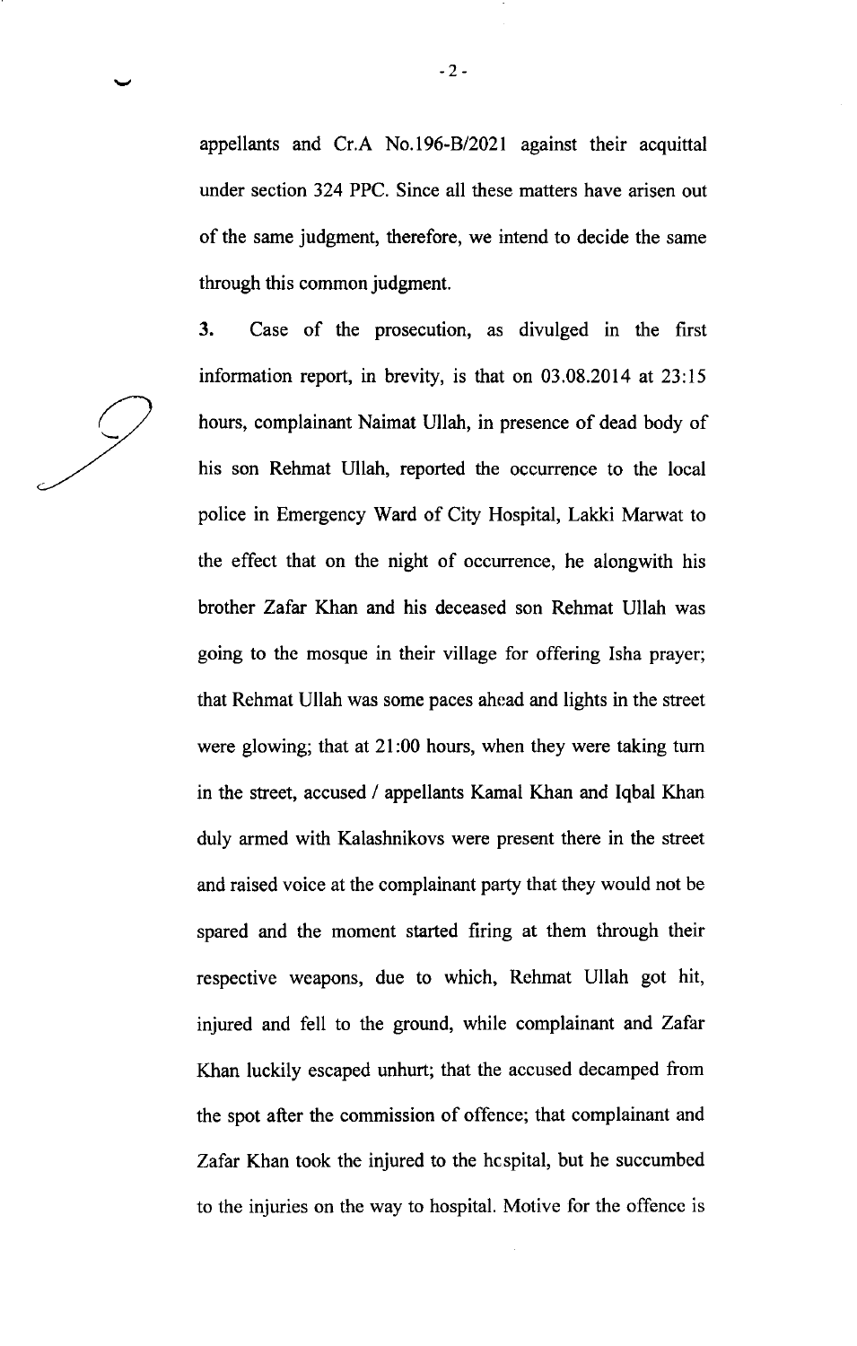appellants and Cr.A No.196-B/2021 against their acquittal under section 324 PPC. Since all these matters have arisen out of the same judgment, therefore, we intend to decide the same through this common judgment.

3. Case of the prosecution, as divulged in the first information report, in brevity, is that on 03.08.2014 at 23:15 hours, complainant Naimat Ullah, in presence of dead body of his son Rehmat Ullah, reported the occurrence to the local police in Emergency Ward of City Hospital, Lakki Marwat to the effect that on the night of occurrence, he alongwith his brother Zafar Khan and his deceased son Rehmat Ullah was going to the mosque in their village for offering Isha prayer; that Rehmat Ullah was some paces ahead and lights in the street were glowing; that at 21:00 hours, when they were taking turn in the street, accused / appellants Kamal Khan and Iqbal Khan duly armed with Kalashnikovs were present there in the street and raised voice at the complainant party that they would not be spared and the moment started firing at them through their respective weapons, due to which, Rehmat Ullah got hit, injured and fell to the ground, while complainant and Zafar Khan luckily escaped unhurt; that the accused decamped from the spot after the commission of offence; that complainant and Zafar Khan took the injured to the hospital, but he succumbed to the injuries on the way to hospital. Motive for the offence is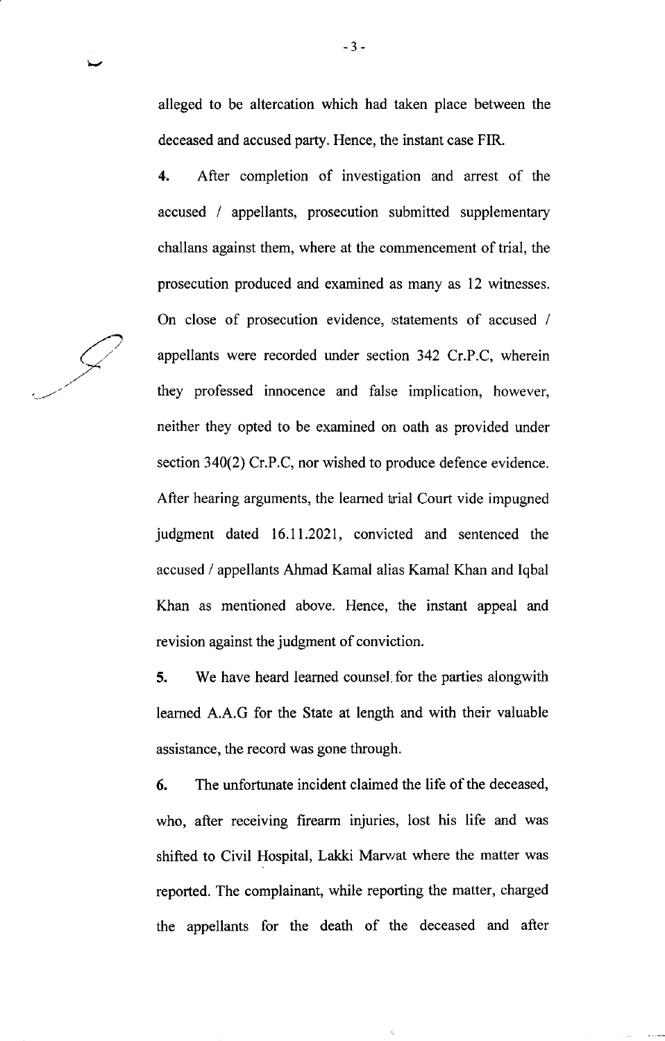alleged to be altercation which had taken place between the deceased and accused party. Hence, the instant case FIR.

**4.** After completion of investigation and arrest of the accused / appellants, prosecution submitted supplementary challans against them, where at the commencement of trial, the prosecution produced and examined as many as 12 witnesses. On close of prosecution evidence, statements of accused / appellants were recorded under section 342 Cr.P.C, wherein they professed innocence and false implication, however, neither they opted to be examined on oath as provided under section 340(2) Cr.P.C, nor wished to produce defence evidence. After hearing arguments, the learned trial Court vide impugned judgment dated 16.11.2021, convicted and sentenced the accused / appellants Ahmad Kamal alias Kamal Khan and Iqbal Khan as mentioned above. Hence, the instant appeal and revision against the judgment of conviction.

**5.** We have heard learned counsel for the parties alongwith learned A.A.G for the State at length and with their valuable assistance, the record was gone through.

**6.** The unfortunate incident claimed the life of the deceased, who, after receiving firearm injuries, lost his life and was shifted to Civil Hospital, Lakki Marwat where the matter was reported. The complainant, while reporting the matter, charged the appellants for the death of the deceased and after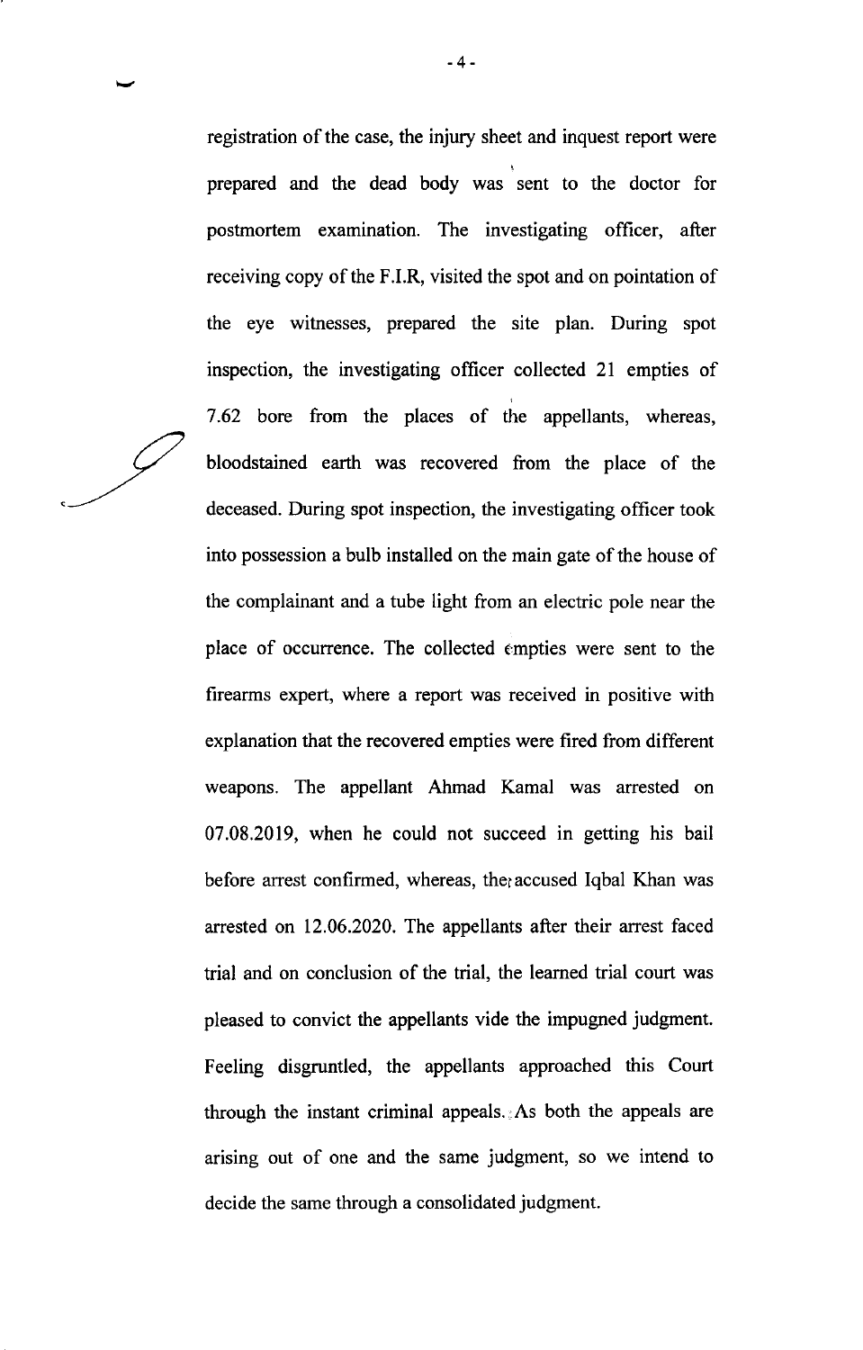registration of the case, the injury sheet and inquest report were prepared and the dead body was sent to the doctor for postmortem examination. The investigating officer, after receiving copy of the F.I.R, visited the spot and on pointation of the eye witnesses, prepared the site plan. During spot inspection, the investigating officer collected 21 empties of 7.62 bore from the places of the appellants, whereas, bloodstained earth was recovered from the place of the deceased. During spot inspection, the investigating officer took into possession a bulb installed on the main gate of the house of the complainant and a tube light from an electric pole near the place of occurrence. The collected empties were sent to the firearms expert, where a report was received in positive with explanation that the recovered empties were fired from different weapons. The appellant Ahmad Kamal was arrested on 07.08.2019, when he could not succeed in getting his bail before arrest confirmed, whereas, the accused Iqbal Khan was arrested on 12.06.2020. The appellants after their arrest faced trial and on conclusion of the trial, the learned trial court was pleased to convict the appellants vide the impugned judgment. Feeling disgruntled, the appellants approached this Court through the instant criminal appeals. As both the appeals are arising out of one and the same judgment, so we intend to decide the same through a consolidated judgment.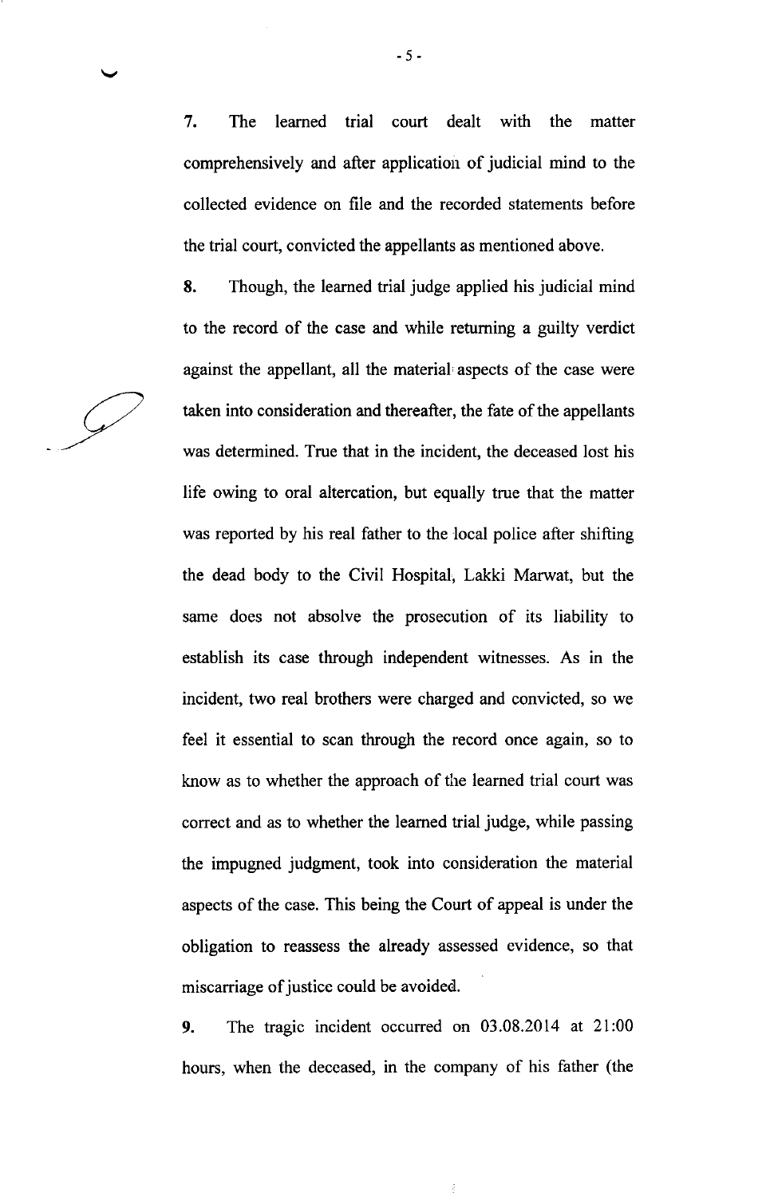**7.** The learned trial court dealt with the matter comprehensively and after application of judicial mind to the collected evidence on file and the recorded statements before the trial court, convicted the appellants as mentioned above.

**8.** Though, the learned trial judge applied his judicial mind to the record of the case and while returning a guilty verdict against the appellant, all the material aspects of the case were taken into consideration and thereafter, the fate of the appellants was determined. True that in the incident, the deceased lost his life owing to oral altercation, but equally true that the matter was reported by his real father to the local police after shifting the dead body to the Civil Hospital, Lakki Marwat, but the same does not absolve the prosecution of its liability to establish its case through independent witnesses. As in the incident, two real brothers were charged and convicted, so we feel it essential to scan through the record once again, so to know as to whether the approach of the learned trial court was correct and as to whether the learned trial judge, while passing the impugned judgment, took into consideration the material aspects of the case. This being the Court of appeal is under the obligation to reassess the already assessed evidence, so that miscarriage of justice could be avoided.

**9.** The tragic incident occurred on 03.08.2014 at 21:00 hours, when the deceased, in the company of his father (the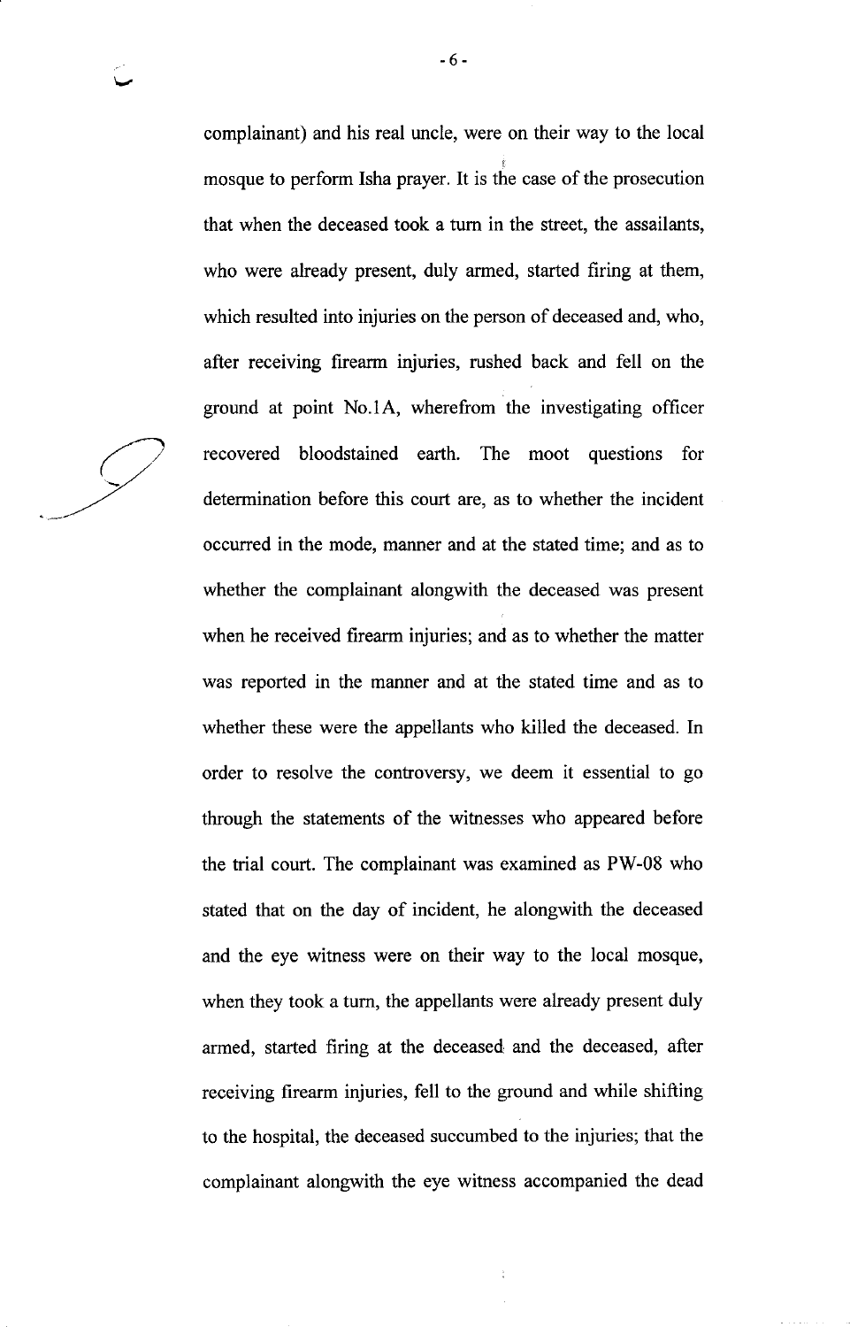complainant) and his real uncle, were on their way to the local mosque to perform Isha prayer. It is the case of the prosecution that when the deceased took a turn in the street, the assailants, who were already present, duly armed, started firing at them, which resulted into injuries on the person of deceased and, who, after receiving firearm injuries, rushed back and fell on the ground at point No.1A, wherefrom the investigating officer recovered bloodstained earth. The moot questions for determination before this court are, as to whether the incident occurred in the mode, manner and at the stated time; and as to whether the complainant alongwith the deceased was present when he received firearm injuries; and as to whether the matter was reported in the manner and at the stated time and as to whether these were the appellants who killed the deceased. In order to resolve the controversy, we deem it essential to go through the statements of the witnesses who appeared before the trial court. The complainant was examined as PW-08 who stated that on the day of incident, he alongwith the deceased and the eye witness were on their way to the local mosque, when they took a turn, the appellants were already present duly armed, started firing at the deceased and the deceased, after receiving firearm injuries, fell to the ground and while shifting to the hospital, the deceased succumbed to the injuries; that the complainant alongwith the eye witness accompanied the dead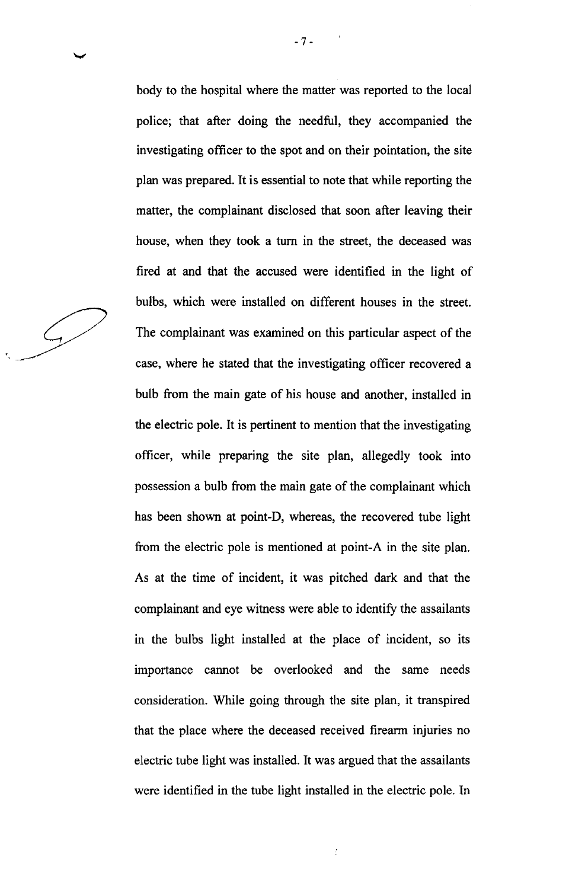body to the hospital where the matter was reported to the local police; that after doing the needful, they accompanied the investigating officer to the spot and on their pointation, the site plan was prepared. It is essential to note that while reporting the matter, the complainant disclosed that soon after leaving their house, when they took a turn in the street, the deceased was fired at and that the accused were identified in the light of bulbs, which were installed on different houses in the street. The complainant was examined on this particular aspect of the case, where he stated that the investigating officer recovered a bulb from the main gate of his house and another, installed in the electric pole. It is pertinent to mention that the investigating officer, while preparing the site plan, allegedly took into possession a bulb from the main gate of the complainant which has been shown at point-D, whereas, the recovered tube light from the electric pole is mentioned at point-A in the site plan. As at the time of incident, it was pitched dark and that the complainant and eye witness were able to identify the assailants in the bulbs light installed at the place of incident, so its importance cannot be overlooked and the same needs consideration. While going through the site plan, it transpired that the place where the deceased received firearm injuries no electric tube light was installed. It was argued that the assailants were identified in the tube light installed in the electric pole. In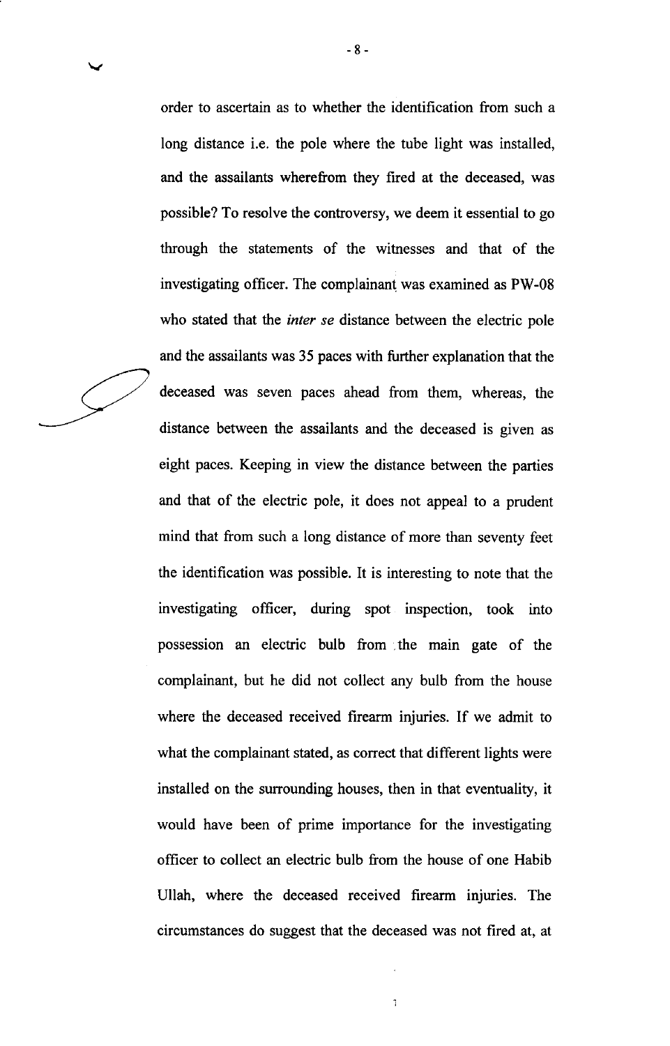order to ascertain as to whether the identification from such a long distance i.e. the pole where the tube light was installed, and the assailants wherefrom they fired at the deceased, was possible? To resolve the controversy, we deem it essential to go through the statements of the witnesses and that of the investigating officer. The complainant was examined as PW-08 who stated that the *inter se* distance between the electric pole and the assailants was 35 paces with further explanation that the deceased was seven paces ahead from them, whereas, the distance between the assailants and the deceased is given as eight paces. Keeping in view the distance between the parties and that of the electric pole, it does not appeal to a prudent mind that from such a long distance of more than seventy feet the identification was possible. It is interesting to note that the investigating officer, during spot inspection, took into possession an electric bulb from the main gate of the complainant, but he did not collect any bulb from the house where the deceased received firearm injuries. If we admit to what the complainant stated, as correct that different lights were installed on the surrounding houses, then in that eventuality, it would have been of prime importance for the investigating officer to collect an electric bulb from the house of one Habib Ullah, where the deceased received firearm injuries. The circumstances do suggest that the deceased was not fired at, at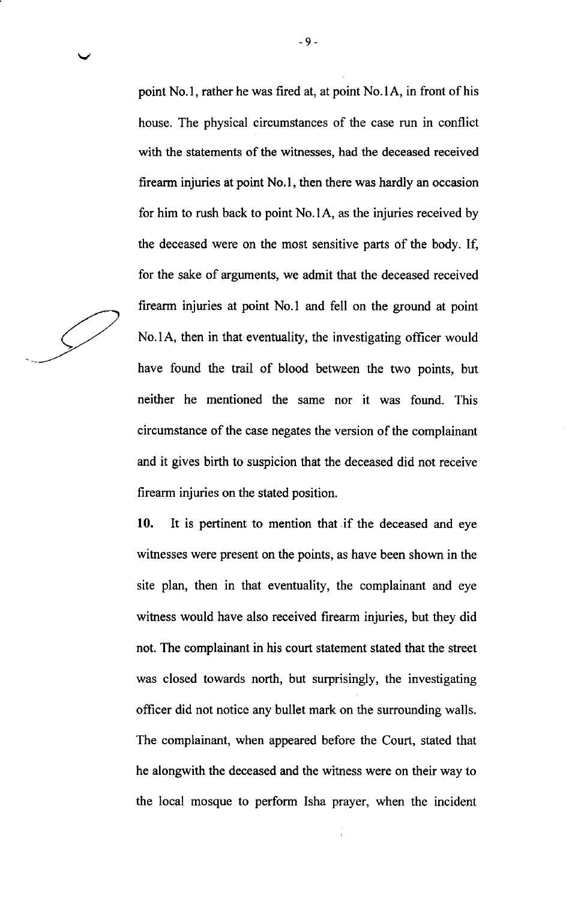point No.1, rather he was fired at, at point No.1A, in front of his house. The physical circumstances of the case run in conflict with the statements of the witnesses, had the deceased received firearm injuries at point No.1, then there was hardly an occasion for him to rush back to point No.1A, as the injuries received by the deceased were on the most sensitive parts of the body. If, for the sake of arguments, we admit that the deceased received firearm injuries at point No.1 and fell on the ground at point No.1A, then in that eventuality, the investigating officer would have found the trail of blood between the two points, but neither he mentioned the same nor it was found. This circumstance of the case negates the version of the complainant and it gives birth to suspicion that the deceased did not receive firearm injuries on the stated position.

**10.** It is pertinent to mention that if the deceased and eye witnesses were present on the points, as have been shown in the site plan, then in that eventuality, the complainant and eye witness would have also received firearm injuries, but they did not. The complainant in his court statement stated that the street was closed towards north, but surprisingly, the investigating officer did not notice any bullet mark on the surrounding walls. The complainant, when appeared before the Court, stated that he alongwith the deceased and the witness were on their way to the local mosque to perform Isha prayer, when the incident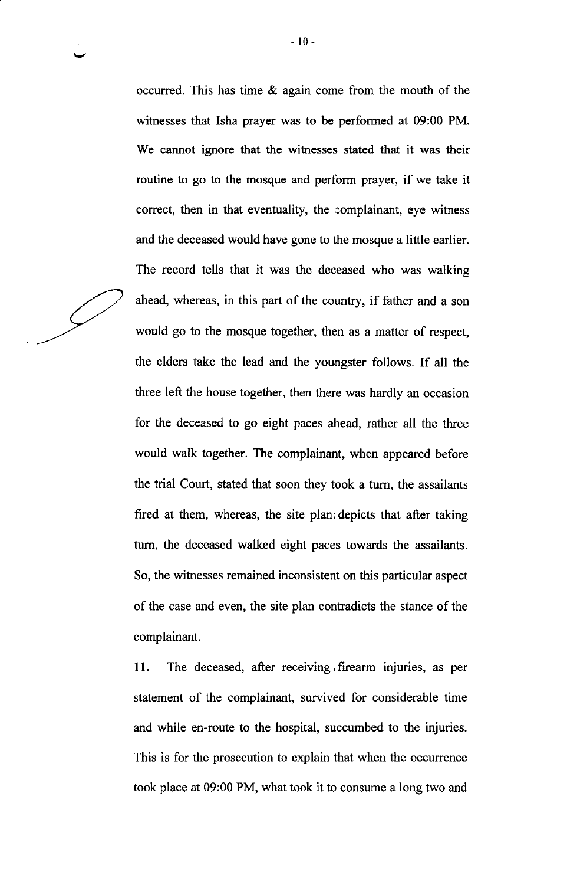occurred. This has time & again come from the mouth of the witnesses that Isha prayer was to be performed at 09:00 PM. We cannot ignore that the witnesses stated that it was their routine to go to the mosque and perform prayer, if we take it correct, then in that eventuality, the complainant, eye witness and the deceased would have gone to the mosque a little earlier. The record tells that it was the deceased who was walking ahead, whereas, in this part of the country, if father and a son would go to the mosque together, then as a matter of respect, the elders take the lead and the youngster follows. If all the three left the house together, then there was hardly an occasion for the deceased to go eight paces ahead, rather all the three would walk together. The complainant, when appeared before the trial Court, stated that soon they took a turn, the assailants fired at them, whereas, the site plan depicts that after taking turn, the deceased walked eight paces towards the assailants. So, the witnesses remained inconsistent on this particular aspect of the case and even, the site plan contradicts the stance of the complainant.

**11.** The deceased, after receiving firearm injuries, as per statement of the complainant, survived for considerable time and while en-route to the hospital, succumbed to the injuries. This is for the prosecution to explain that when the occurrence took place at 09:00 PM, what took it to consume a long two and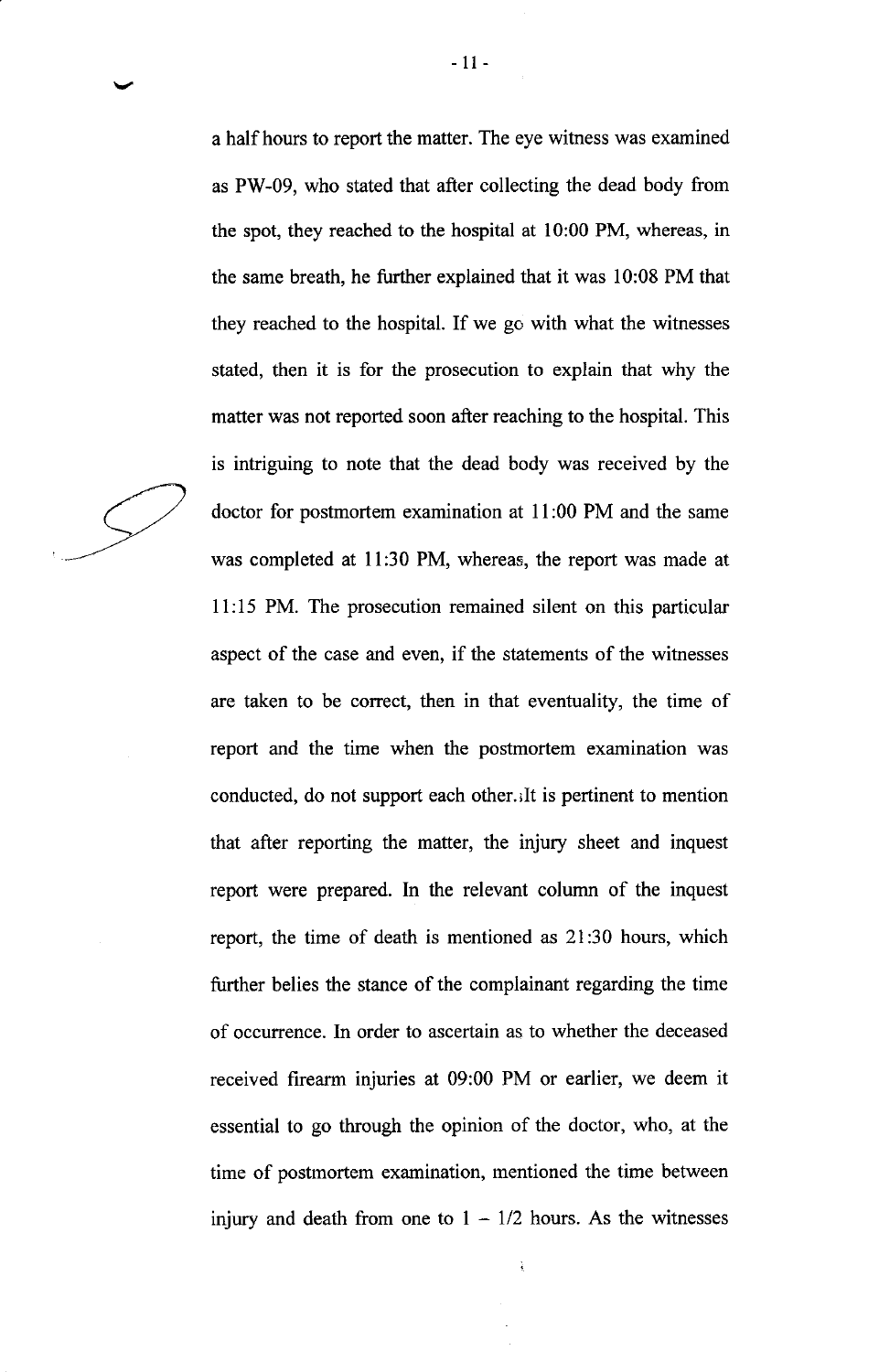a half hours to report the matter. The eye witness was examined as PW-09, who stated that after collecting the dead body from the spot, they reached to the hospital at 10:00 PM, whereas, in the same breath, he further explained that it was 10:08 PM that they reached to the hospital. If we go with what the witnesses stated, then it is for the prosecution to explain that why the matter was not reported soon after reaching to the hospital. This is intriguing to note that the dead body was received by the doctor for postmortem examination at 11:00 PM and the same was completed at 11:30 PM, whereas, the report was made at 11:15 PM. The prosecution remained silent on this particular aspect of the case and even, if the statements of the witnesses are taken to be correct, then in that eventuality, the time of report and the time when the postmortem examination was conducted, do not support each other. It is pertinent to mention that after reporting the matter, the injury sheet and inquest report were prepared. In the relevant column of the inquest report, the time of death is mentioned as 21:30 hours, which further belies the stance of the complainant regarding the time of occurrence. In order to ascertain as to whether the deceased received firearm injuries at 09:00 PM or earlier, we deem it essential to go through the opinion of the doctor, who, at the time of postmortem examination, mentioned the time between injury and death from one to 1 – 1/2 hours. As the witnesses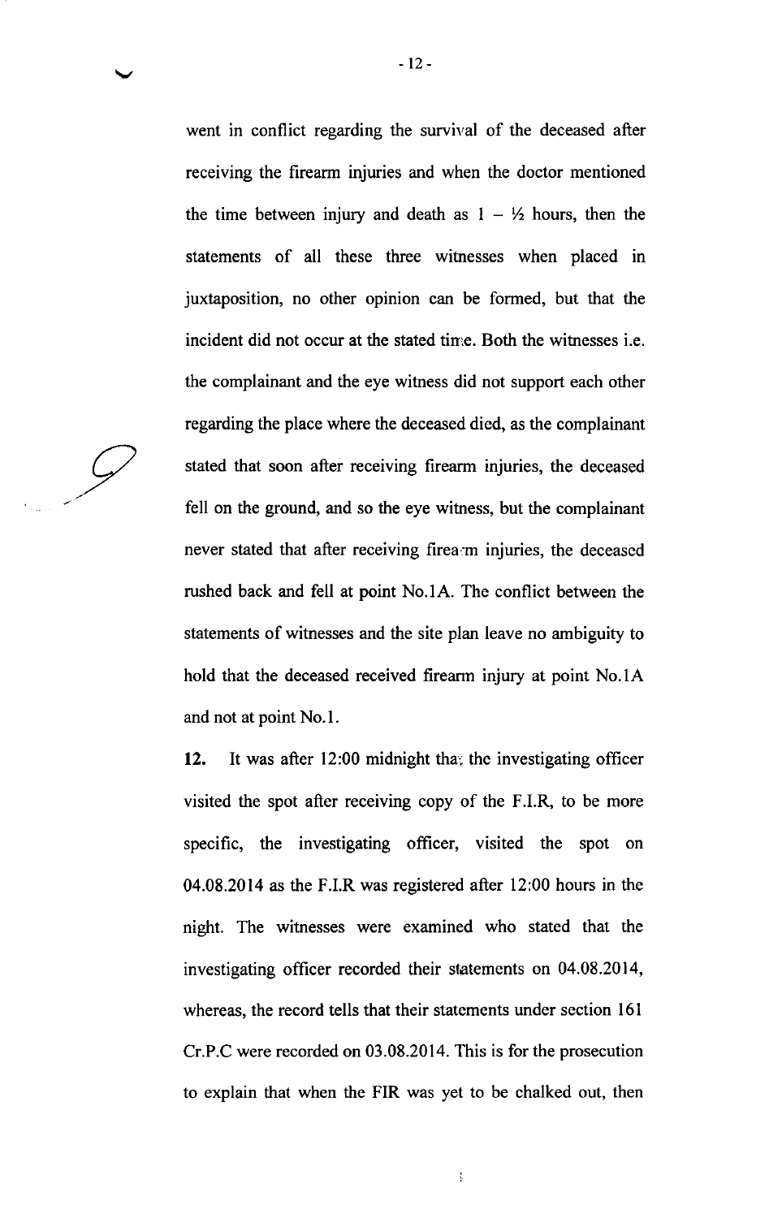went in conflict regarding the survival of the deceased after receiving the firearm injuries and when the doctor mentioned the time between injury and death as 1 – ½ hours, then the statements of all these three witnesses when placed in juxtaposition, no other opinion can be formed, but that the incident did not occur at the stated time. Both the witnesses i.e. the complainant and the eye witness did not support each other regarding the place where the deceased died, as the complainant stated that soon after receiving firearm injuries, the deceased fell on the ground, and so the eye witness, but the complainant never stated that after receiving firearm injuries, the deceased rushed back and fell at point No.1A. The conflict between the statements of witnesses and the site plan leave no ambiguity to hold that the deceased received firearm injury at point No.1A and not at point No.1.

**12.** It was after 12:00 midnight that the investigating officer visited the spot after receiving copy of the F.I.R, to be more specific, the investigating officer, visited the spot on 04.08.2014 as the F.I.R was registered after 12:00 hours in the night. The witnesses were examined who stated that the investigating officer recorded their statements on 04.08.2014, whereas, the record tells that their statements under section 161 Cr.P.C were recorded on 03.08.2014. This is for the prosecution to explain that when the FIR was yet to be chalked out, then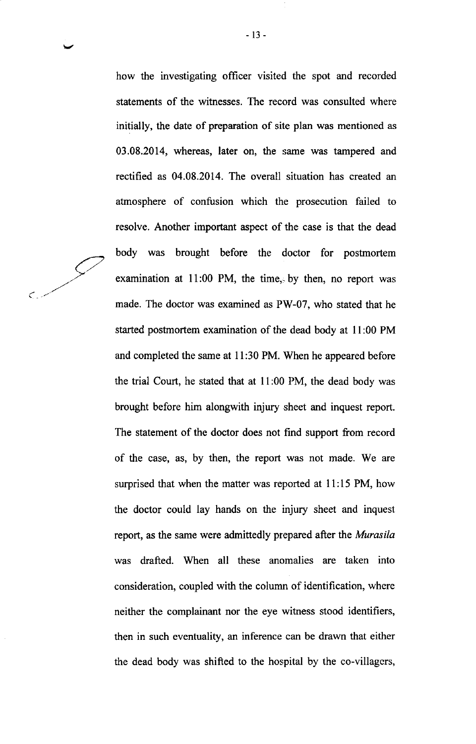how the investigating officer visited the spot and recorded statements of the witnesses. The record was consulted where initially, the date of preparation of site plan was mentioned as 03.08.2014, whereas, later on, the same was tampered and rectified as 04.08.2014. The overall situation has created an atmosphere of confusion which the prosecution failed to resolve. Another important aspect of the case is that the dead body was brought before the doctor for postmortem examination at 11:00 PM, the time, by then, no report was made. The doctor was examined as PW-07, who stated that he started postmortem examination of the dead body at 11:00 PM and completed the same at 11:30 PM. When he appeared before the trial Court, he stated that at 11:00 PM, the dead body was brought before him alongwith injury sheet and inquest report. The statement of the doctor does not find support from record of the case, as, by then, the report was not made. We are surprised that when the matter was reported at 11:15 PM, how the doctor could lay hands on the injury sheet and inquest report, as the same were admittedly prepared after the *Murasila* was drafted. When all these anomalies are taken into consideration, coupled with the column of identification, where neither the complainant nor the eye witness stood identifiers, then in such eventuality, an inference can be drawn that either the dead body was shifted to the hospital by the co-villagers,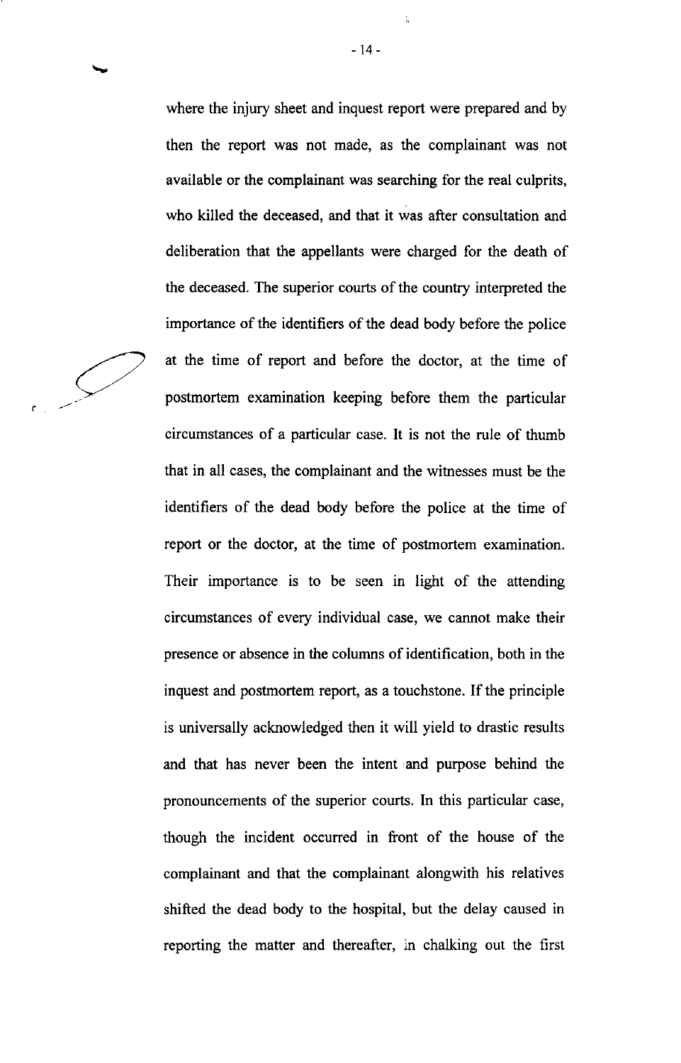where the injury sheet and inquest report were prepared and by then the report was not made, as the complainant was not available or the complainant was searching for the real culprits, who killed the deceased, and that it was after consultation and deliberation that the appellants were charged for the death of the deceased. The superior courts of the country interpreted the importance of the identifiers of the dead body before the police at the time of report and before the doctor, at the time of postmortem examination keeping before them the particular circumstances of a particular case. It is not the rule of thumb that in all cases, the complainant and the witnesses must be the identifiers of the dead body before the police at the time of report or the doctor, at the time of postmortem examination. Their importance is to be seen in light of the attending circumstances of every individual case, we cannot make their presence or absence in the columns of identification, both in the inquest and postmortem report, as a touchstone. If the principle is universally acknowledged then it will yield to drastic results and that has never been the intent and purpose behind the pronouncements of the superior courts. In this particular case, though the incident occurred in front of the house of the complainant and that the complainant alongwith his relatives shifted the dead body to the hospital, but the delay caused in reporting the matter and thereafter, in chalking out the first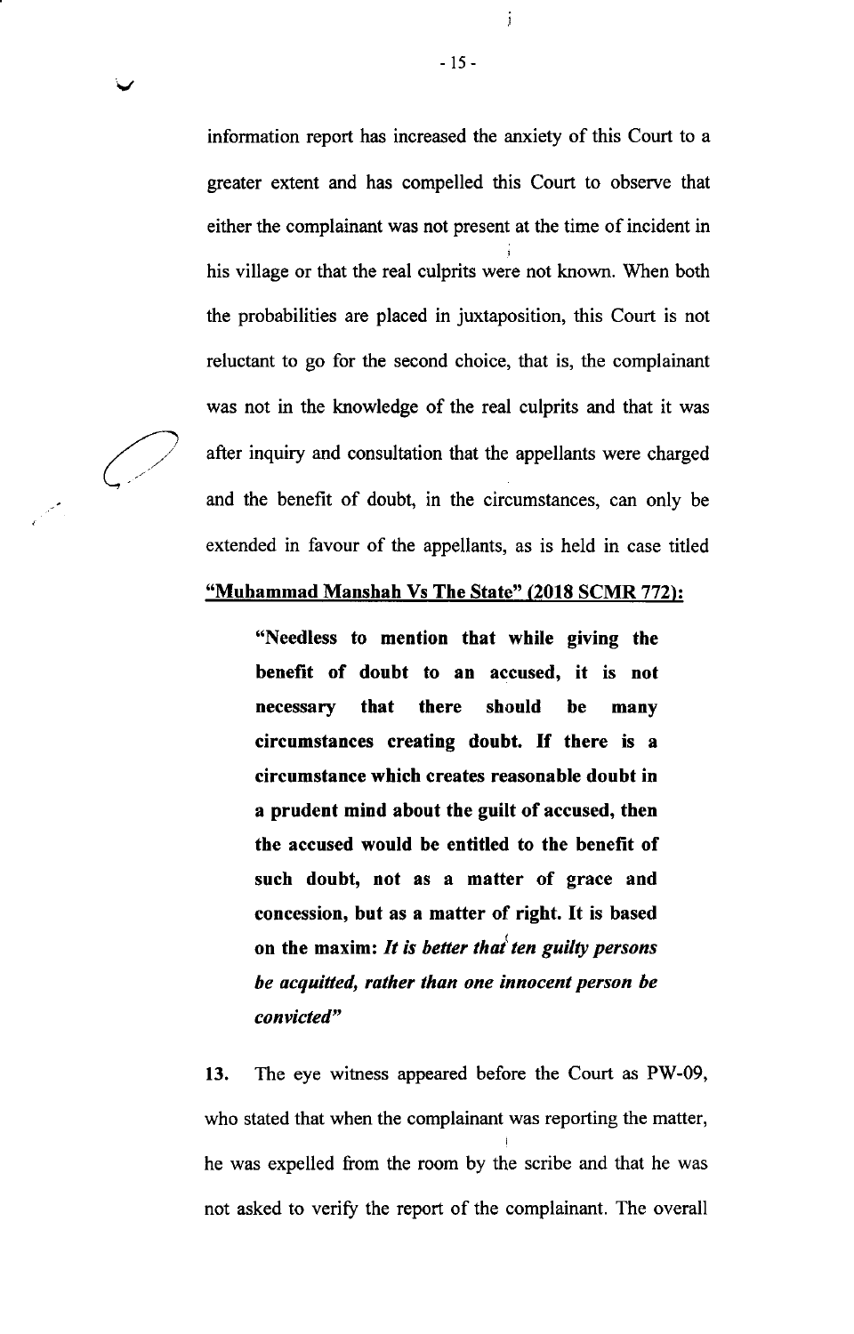information report has increased the anxiety of this Court to a greater extent and has compelled this Court to observe that either the complainant was not present at the time of incident in his village or that the real culprits were not known. When both the probabilities are placed in juxtaposition, this Court is not reluctant to go for the second choice, that is, the complainant was not in the knowledge of the real culprits and that it was after inquiry and consultation that the appellants were charged and the benefit of doubt, in the circumstances, can only be extended in favour of the appellants, as is held in case titled **"Muhammad Manshah Vs The State" (2018 SCMR 772):**

> **"Needless to mention that while giving the benefit of doubt to an accused, it is not necessary that there should be many circumstances creating doubt. If there is a circumstance which creates reasonable doubt in a prudent mind about the guilt of accused, then the accused would be entitled to the benefit of such doubt, not as a matter of grace and concession, but as a matter of right. It is based on the maxim: *It is better that ten guilty persons be acquitted, rather than one innocent person be convicted*"**

**13.** The eye witness appeared before the Court as PW-09, who stated that when the complainant was reporting the matter, he was expelled from the room by the scribe and that he was not asked to verify the report of the complainant. The overall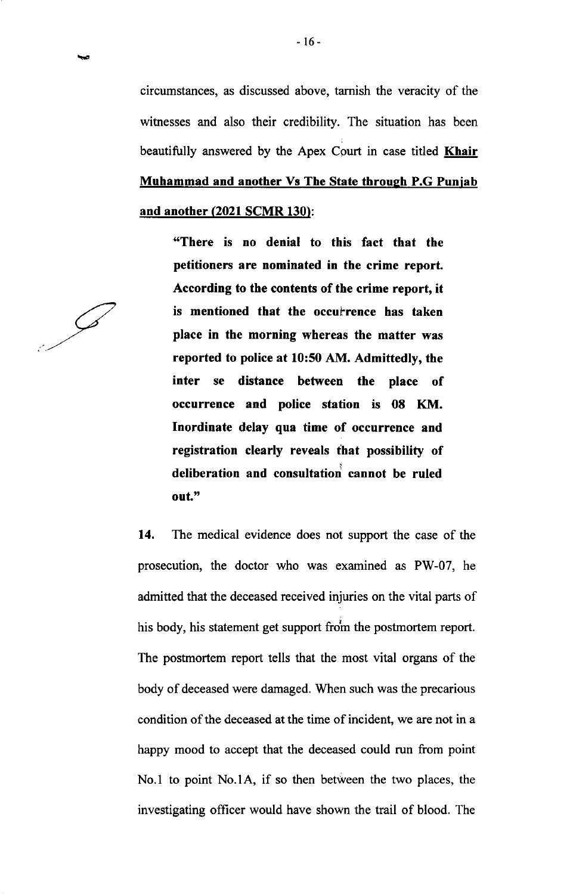circumstances, as discussed above, tarnish the veracity of the witnesses and also their credibility. The situation has been beautifully answered by the Apex Court in case titled **<u>Khair Muhammad and another Vs The State through P.G Punjab and another (2021 SCMR 130)</u>**:

> **"There is no denial to this fact that the petitioners are nominated in the crime report. According to the contents of the crime report, it is mentioned that the occurrence has taken place in the morning whereas the matter was reported to police at 10:50 AM. Admittedly, the inter se distance between the place of occurrence and police station is 08 KM. Inordinate delay qua time of occurrence and registration clearly reveals that possibility of deliberation and consultation cannot be ruled out."**

**14.** The medical evidence does not support the case of the prosecution, the doctor who was examined as PW-07, he admitted that the deceased received injuries on the vital parts of his body, his statement get support from the postmortem report. The postmortem report tells that the most vital organs of the body of deceased were damaged. When such was the precarious condition of the deceased at the time of incident, we are not in a happy mood to accept that the deceased could run from point No.1 to point No.1A, if so then between the two places, the investigating officer would have shown the trail of blood. The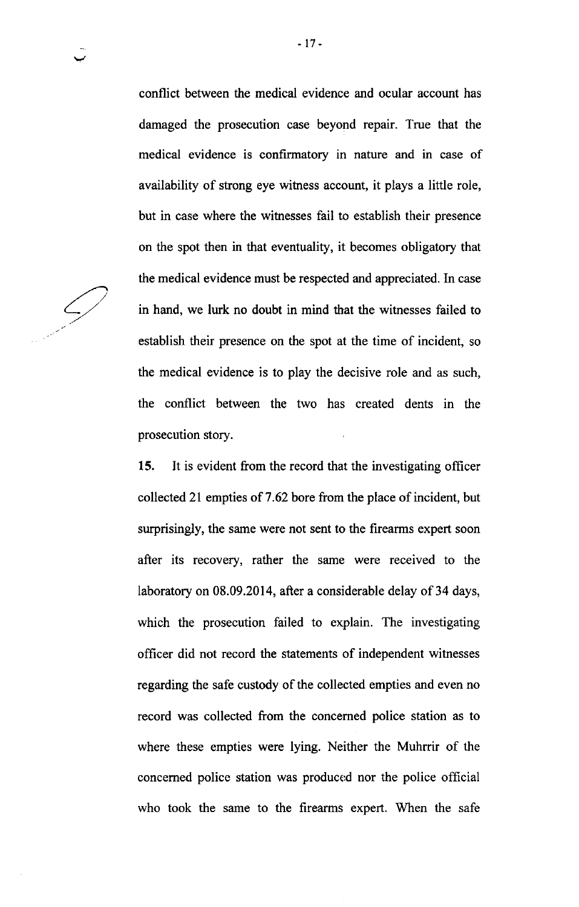conflict between the medical evidence and ocular account has damaged the prosecution case beyond repair. True that the medical evidence is confirmatory in nature and in case of availability of strong eye witness account, it plays a little role, but in case where the witnesses fail to establish their presence on the spot then in that eventuality, it becomes obligatory that the medical evidence must be respected and appreciated. In case in hand, we lurk no doubt in mind that the witnesses failed to establish their presence on the spot at the time of incident, so the medical evidence is to play the decisive role and as such, the conflict between the two has created dents in the prosecution story.

**15.** It is evident from the record that the investigating officer collected 21 empties of 7.62 bore from the place of incident, but surprisingly, the same were not sent to the firearms expert soon after its recovery, rather the same were received to the laboratory on 08.09.2014, after a considerable delay of 34 days, which the prosecution failed to explain. The investigating officer did not record the statements of independent witnesses regarding the safe custody of the collected empties and even no record was collected from the concerned police station as to where these empties were lying. Neither the Muhrrir of the concerned police station was produced nor the police official who took the same to the firearms expert. When the safe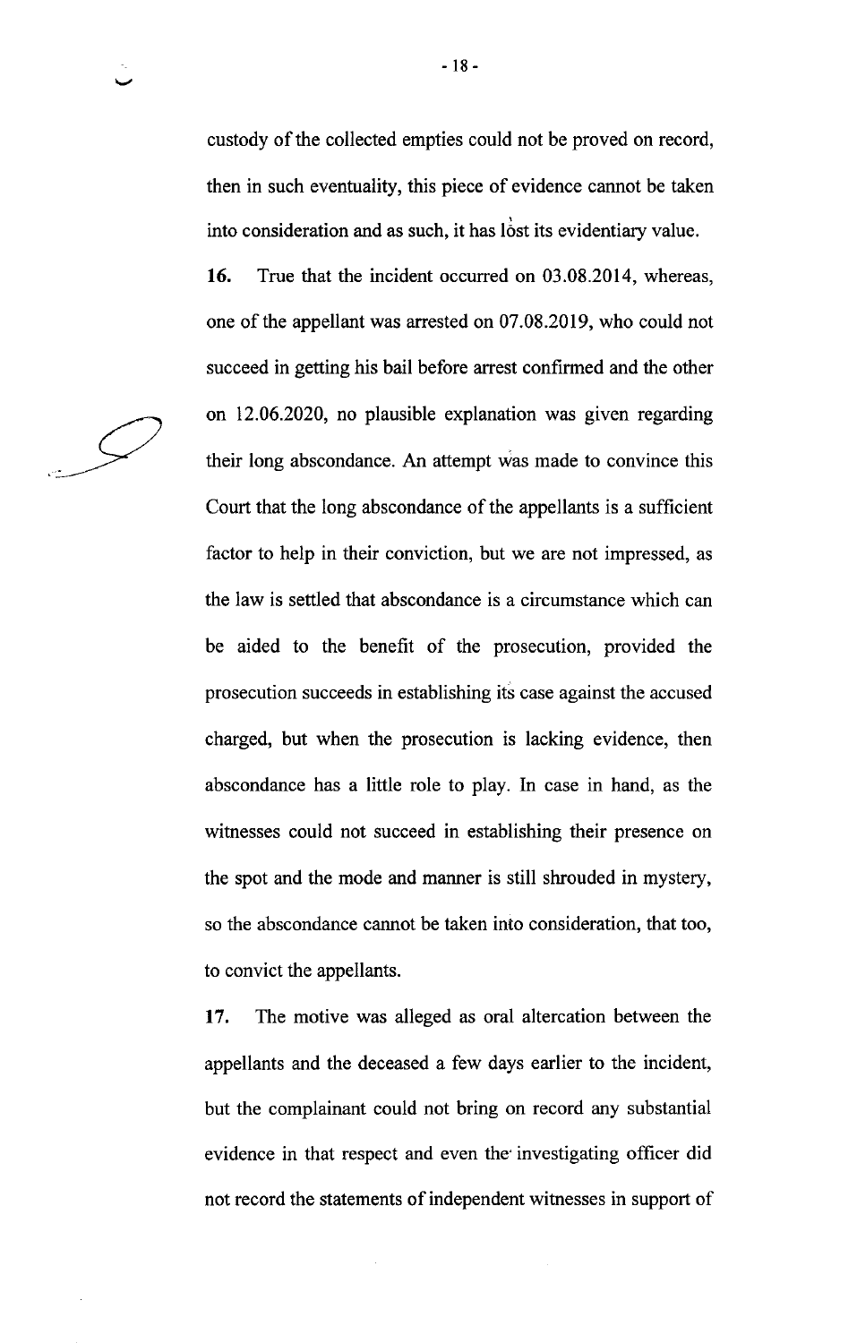custody of the collected empties could not be proved on record, then in such eventuality, this piece of evidence cannot be taken into consideration and as such, it has lost its evidentiary value.

**16.** True that the incident occurred on 03.08.2014, whereas, one of the appellant was arrested on 07.08.2019, who could not succeed in getting his bail before arrest confirmed and the other on 12.06.2020, no plausible explanation was given regarding their long abscondance. An attempt was made to convince this Court that the long abscondance of the appellants is a sufficient factor to help in their conviction, but we are not impressed, as the law is settled that abscondance is a circumstance which can be aided to the benefit of the prosecution, provided the prosecution succeeds in establishing its case against the accused charged, but when the prosecution is lacking evidence, then abscondance has a little role to play. In case in hand, as the witnesses could not succeed in establishing their presence on the spot and the mode and manner is still shrouded in mystery, so the abscondance cannot be taken into consideration, that too, to convict the appellants.

**17.** The motive was alleged as oral altercation between the appellants and the deceased a few days earlier to the incident, but the complainant could not bring on record any substantial evidence in that respect and even the investigating officer did not record the statements of independent witnesses in support of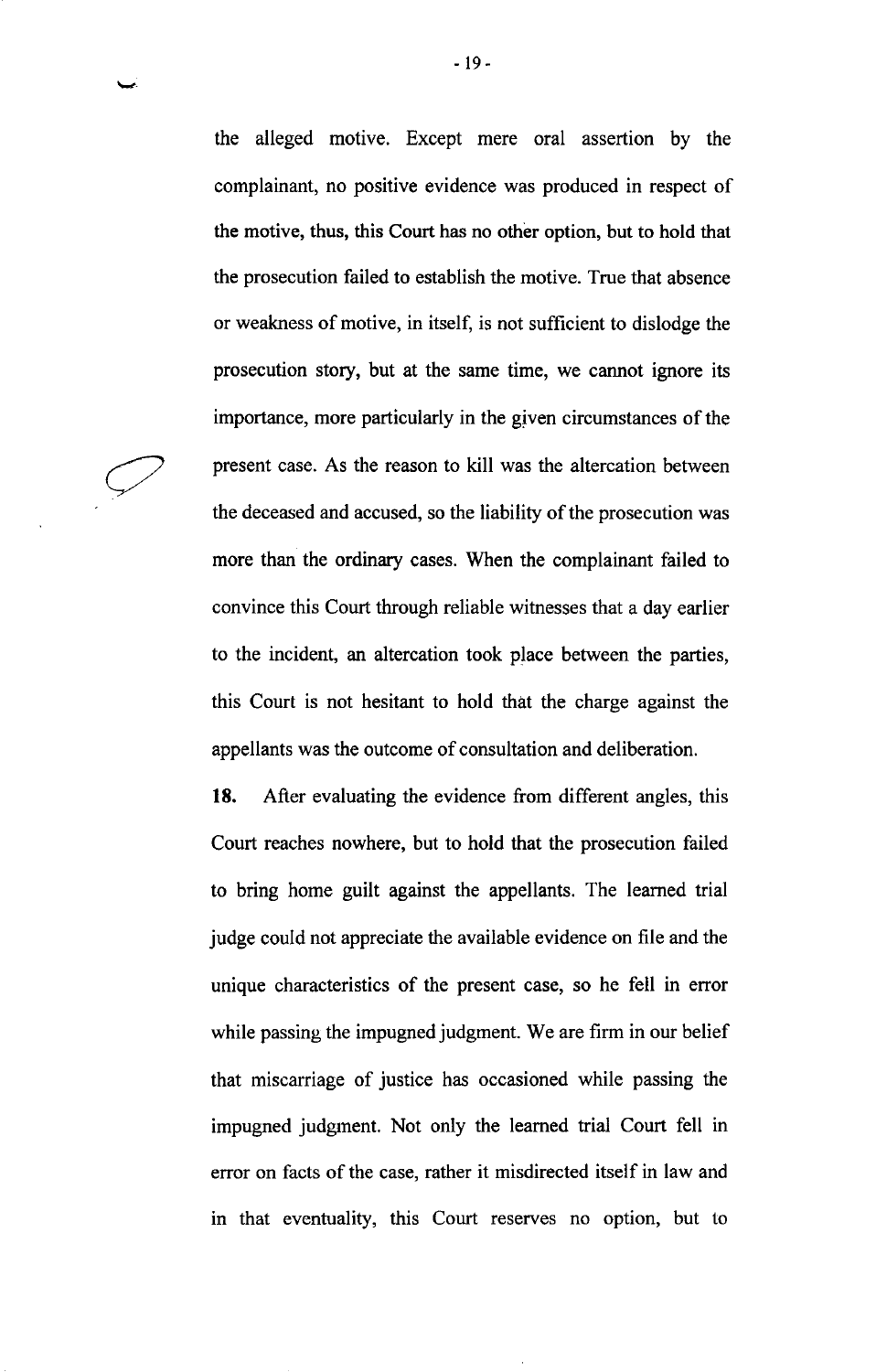the alleged motive. Except mere oral assertion by the complainant, no positive evidence was produced in respect of the motive, thus, this Court has no other option, but to hold that the prosecution failed to establish the motive. True that absence or weakness of motive, in itself, is not sufficient to dislodge the prosecution story, but at the same time, we cannot ignore its importance, more particularly in the given circumstances of the present case. As the reason to kill was the altercation between the deceased and accused, so the liability of the prosecution was more than the ordinary cases. When the complainant failed to convince this Court through reliable witnesses that a day earlier to the incident, an altercation took place between the parties, this Court is not hesitant to hold that the charge against the appellants was the outcome of consultation and deliberation.

**18.** After evaluating the evidence from different angles, this Court reaches nowhere, but to hold that the prosecution failed to bring home guilt against the appellants. The learned trial judge could not appreciate the available evidence on file and the unique characteristics of the present case, so he fell in error while passing the impugned judgment. We are firm in our belief that miscarriage of justice has occasioned while passing the impugned judgment. Not only the learned trial Court fell in error on facts of the case, rather it misdirected itself in law and in that eventuality, this Court reserves no option, but to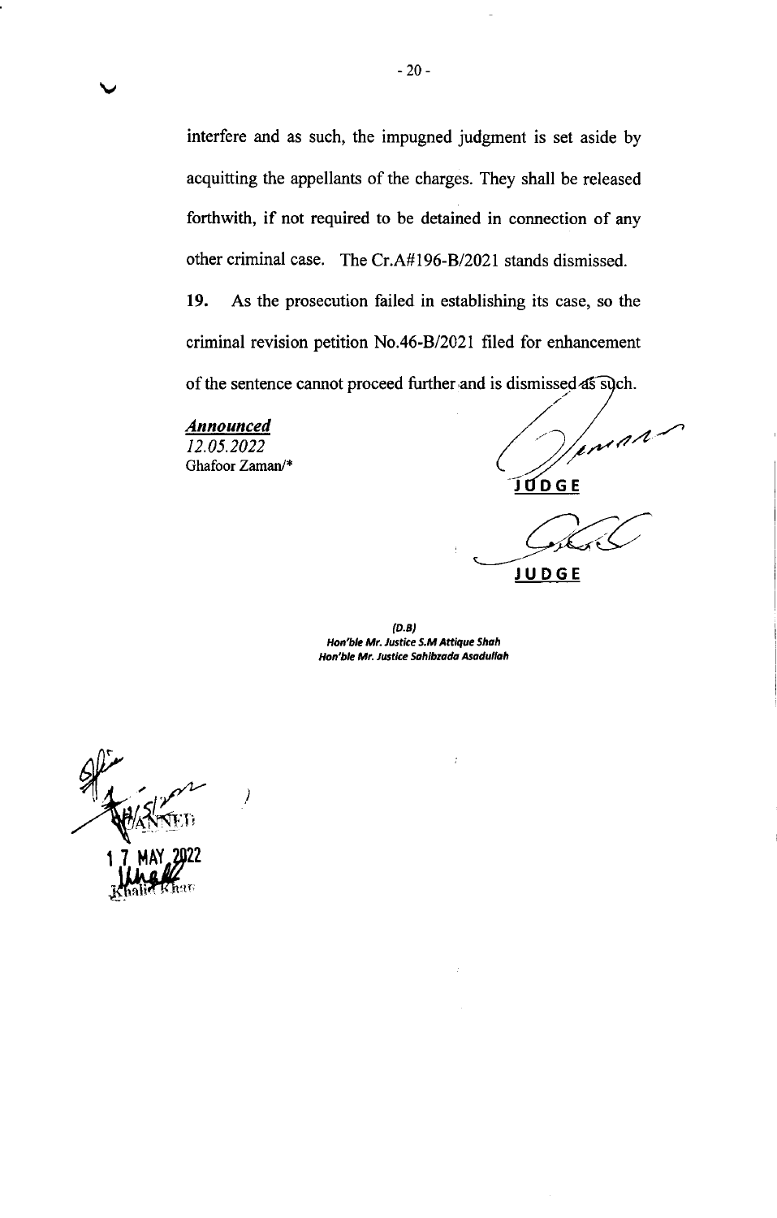interfere and as such, the impugned judgment is set aside by acquitting the appellants of the charges. They shall be released forthwith, if not required to be detained in connection of any other criminal case. The Cr.A#196-B/2021 stands dismissed.

**19.** As the prosecution failed in establishing its case, so the criminal revision petition No.46-B/2021 filed for enhancement of the sentence cannot proceed further and is dismissed as such.

***Announced***
*12.05.2022*
Ghafoor Zaman/*

**JUDGE**

**JUDGE**

***(D.B)***
***Hon'ble Mr. Justice S.M Attique Shah***
***Hon'ble Mr. Justice Sahibzada Asadullah***

SCANNED
17 MAY 2022
Khalid Khan